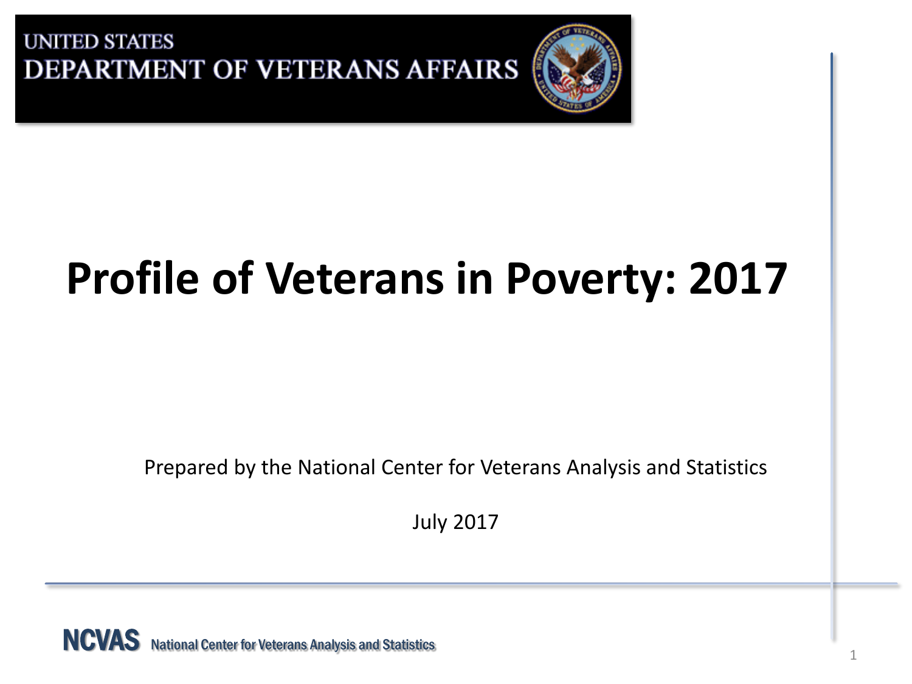UNITED STATES
DEPARTMENT OF VETERANS AFFAIRS

# Profile of Veterans in Poverty: 2017

Prepared by the National Center for Veterans Analysis and Statistics

July 2017

NCVAS National Center for Veterans Analysis and Statistics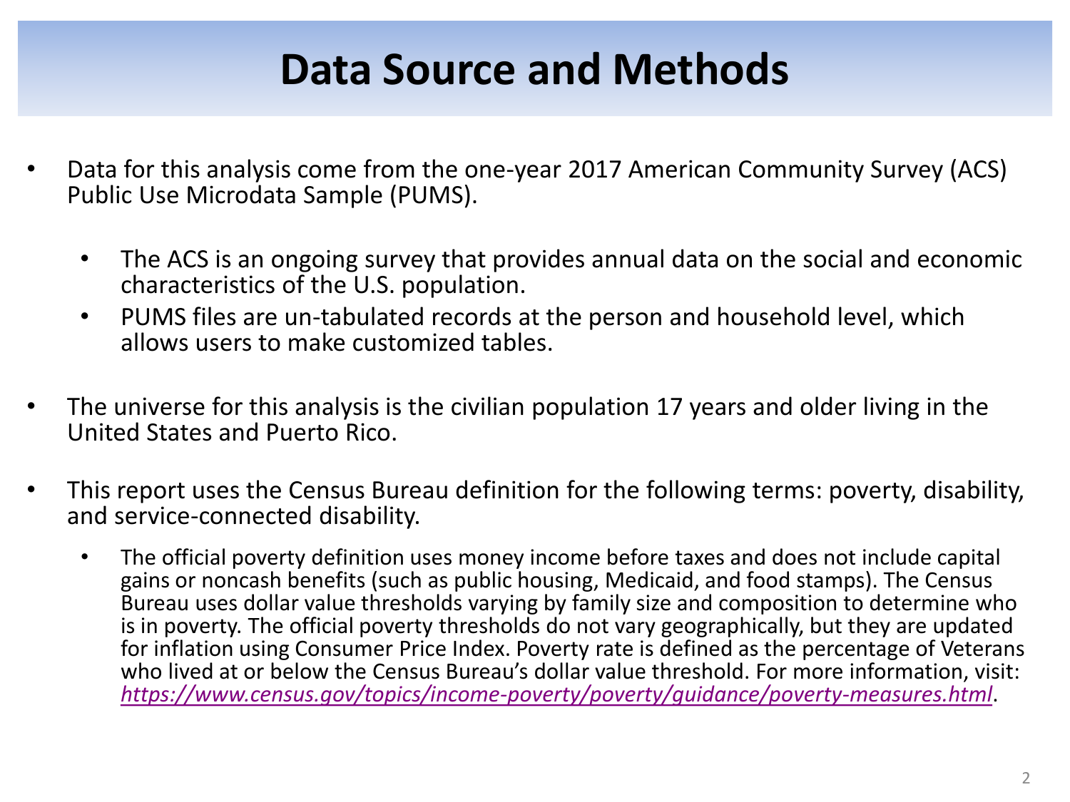# Data Source and Methods

- Data for this analysis come from the one-year 2017 American Community Survey (ACS) Public Use Microdata Sample (PUMS).
  - The ACS is an ongoing survey that provides annual data on the social and economic characteristics of the U.S. population.
  - PUMS files are un-tabulated records at the person and household level, which allows users to make customized tables.
- The universe for this analysis is the civilian population 17 years and older living in the United States and Puerto Rico.
- This report uses the Census Bureau definition for the following terms: poverty, disability, and service-connected disability.
  - The official poverty definition uses money income before taxes and does not include capital gains or noncash benefits (such as public housing, Medicaid, and food stamps). The Census Bureau uses dollar value thresholds varying by family size and composition to determine who is in poverty. The official poverty thresholds do not vary geographically, but they are updated for inflation using Consumer Price Index. Poverty rate is defined as the percentage of Veterans who lived at or below the Census Bureau's dollar value threshold. For more information, visit: *https://www.census.gov/topics/income-poverty/poverty/guidance/poverty-measures.html*.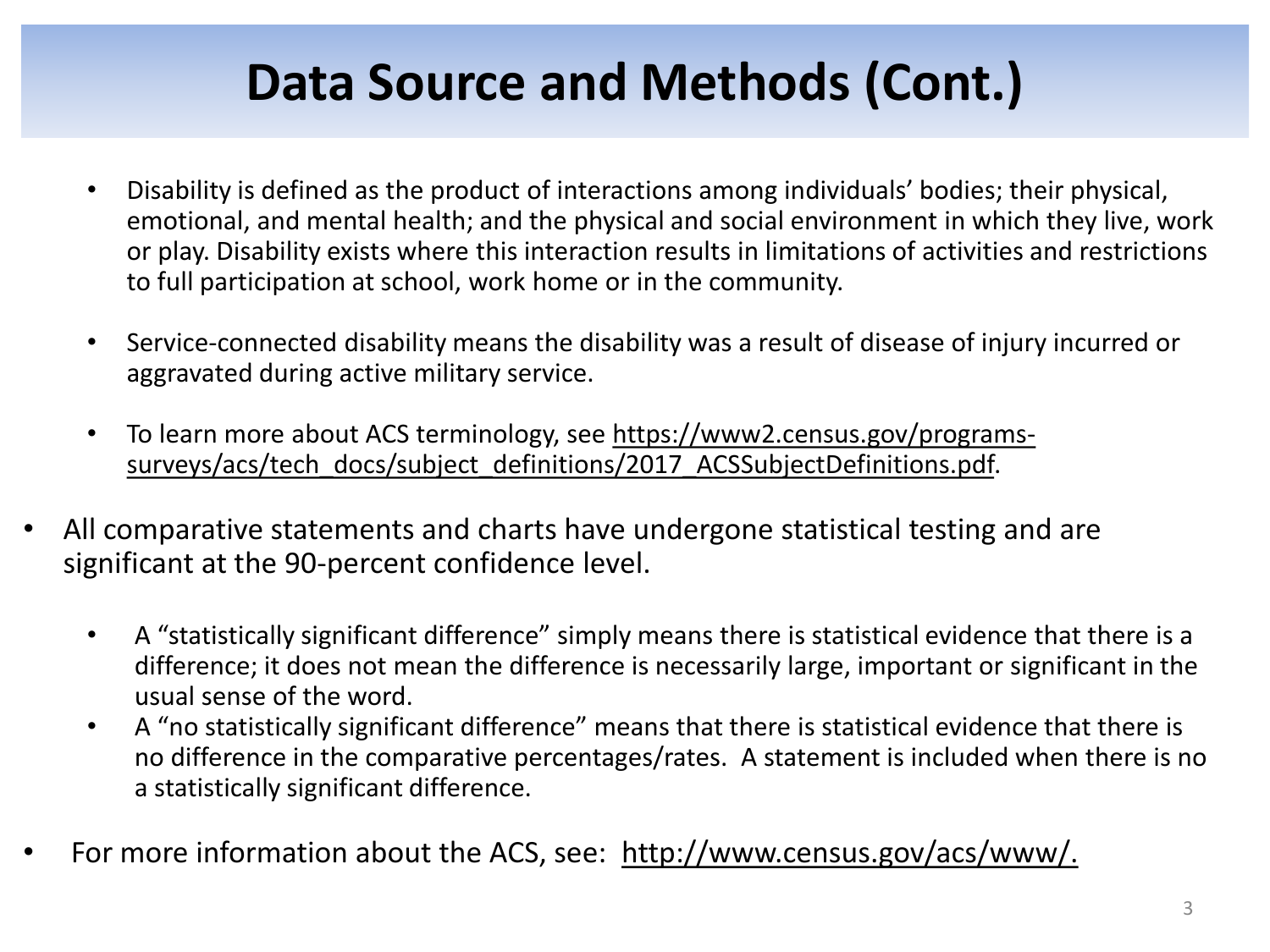# Data Source and Methods (Cont.)

  - Disability is defined as the product of interactions among individuals' bodies; their physical, emotional, and mental health; and the physical and social environment in which they live, work or play. Disability exists where this interaction results in limitations of activities and restrictions to full participation at school, work home or in the community.

  - Service-connected disability means the disability was a result of disease of injury incurred or aggravated during active military service.

  - To learn more about ACS terminology, see https://www2.census.gov/programs-surveys/acs/tech_docs/subject_definitions/2017_ACSSubjectDefinitions.pdf.

- All comparative statements and charts have undergone statistical testing and are significant at the 90-percent confidence level.

  - A "statistically significant difference" simply means there is statistical evidence that there is a difference; it does not mean the difference is necessarily large, important or significant in the usual sense of the word.
  - A "no statistically significant difference" means that there is statistical evidence that there is no difference in the comparative percentages/rates. A statement is included when there is no a statistically significant difference.

- For more information about the ACS, see: http://www.census.gov/acs/www/.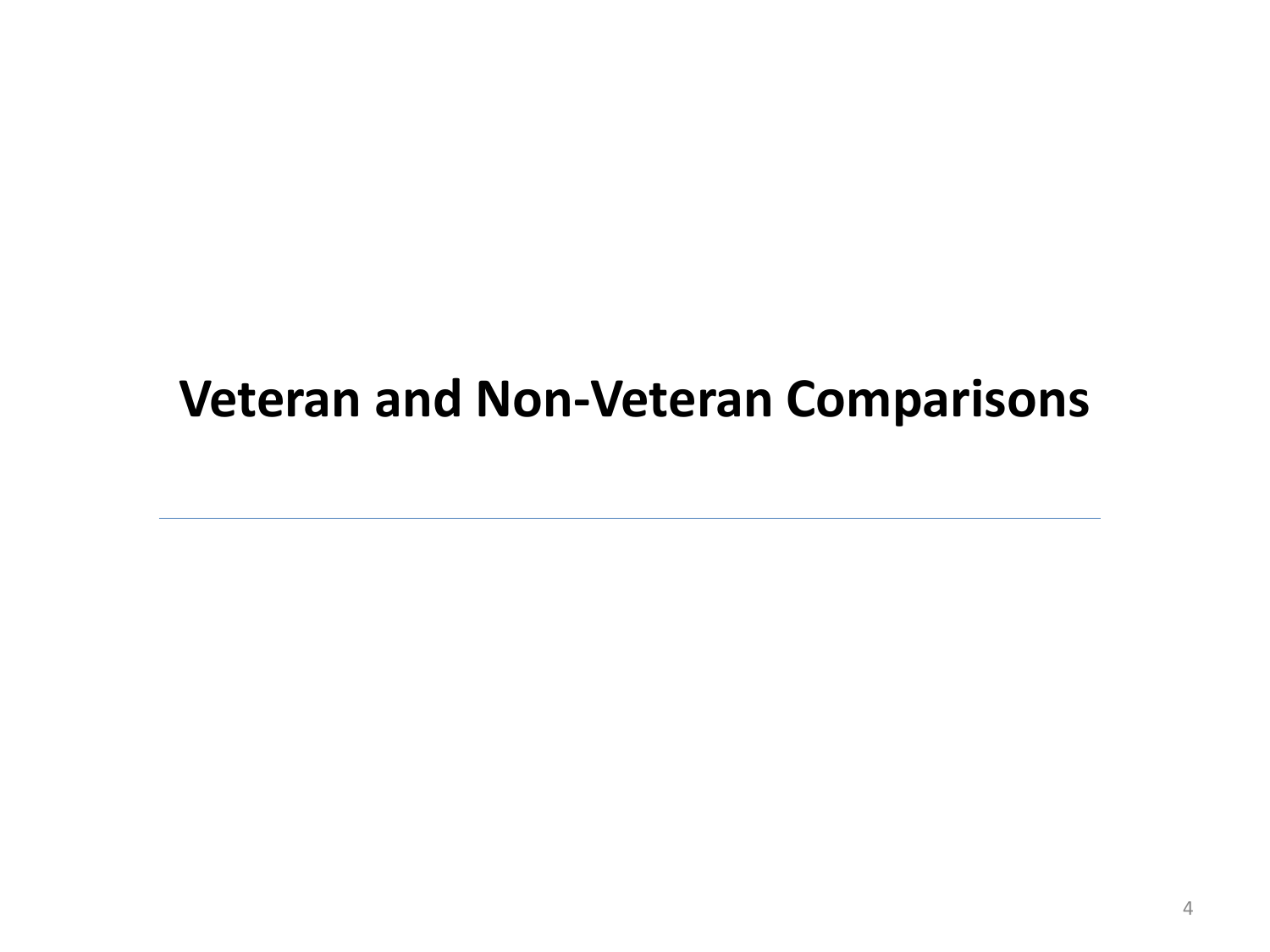# Veteran and Non-Veteran Comparisons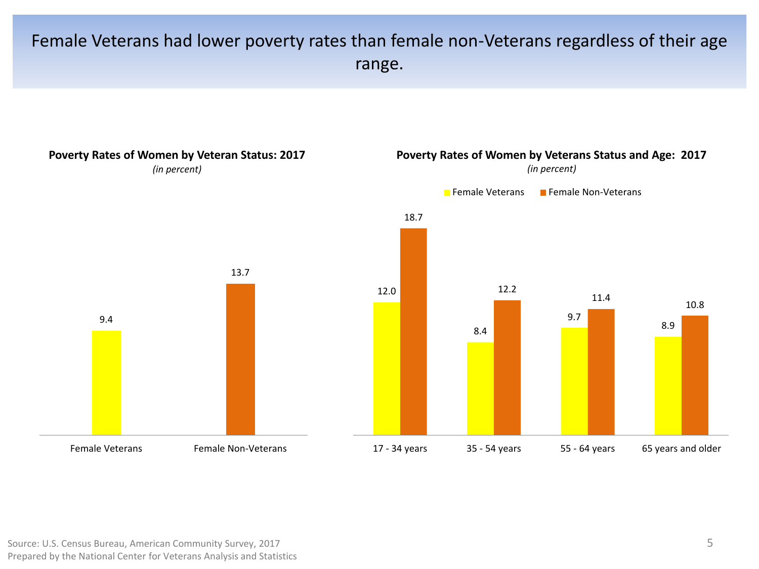# Female Veterans had lower poverty rates than female non-Veterans regardless of their age range.

**Poverty Rates of Women by Veteran Status: 2017**

*(in percent)*

| Female Veterans | Female Non-Veterans |
|---|---|
| 9.4 | 13.7 |

**Poverty Rates of Women by Veterans Status and Age: 2017**

*(in percent)*

| Age | Female Veterans | Female Non-Veterans |
|---|---|---|
| 17 - 34 years | 12.0 | 18.7 |
| 35 - 54 years | 8.4 | 12.2 |
| 55 - 64 years | 9.7 | 11.4 |
| 65 years and older | 8.9 | 10.8 |

Source: U.S. Census Bureau, American Community Survey, 2017
Prepared by the National Center for Veterans Analysis and Statistics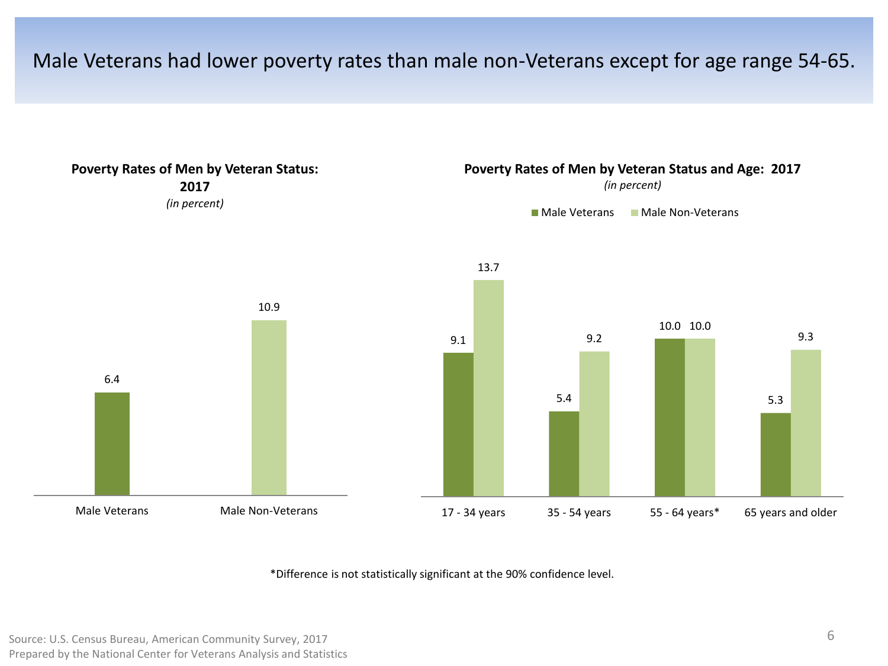# Male Veterans had lower poverty rates than male non-Veterans except for age range 54-65.

**Poverty Rates of Men by Veteran Status: 2017**

*(in percent)*

| | Percent |
|---|---|
| Male Veterans | 6.4 |
| Male Non-Veterans | 10.9 |

**Poverty Rates of Men by Veteran Status and Age: 2017**

*(in percent)*

| Age | Male Veterans | Male Non-Veterans |
|---|---|---|
| 17 - 34 years | 9.1 | 13.7 |
| 35 - 54 years | 5.4 | 9.2 |
| 55 - 64 years* | 10.0 | 10.0 |
| 65 years and older | 5.3 | 9.3 |

*Difference is not statistically significant at the 90% confidence level.

Source: U.S. Census Bureau, American Community Survey, 2017
Prepared by the National Center for Veterans Analysis and Statistics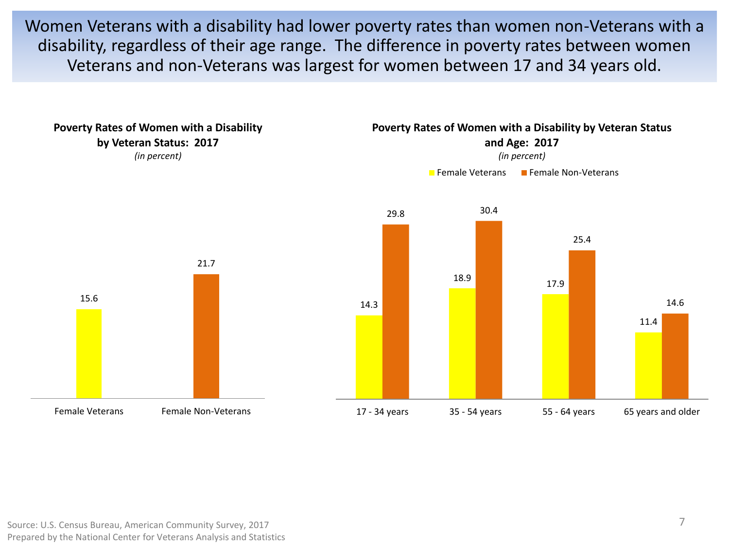# Women Veterans with a disability had lower poverty rates than women non-Veterans with a disability, regardless of their age range. The difference in poverty rates between women Veterans and non-Veterans was largest for women between 17 and 34 years old.

**Poverty Rates of Women with a Disability by Veteran Status: 2017**
*(in percent)*

| Female Veterans | Female Non-Veterans |
| --- | --- |
| 15.6 | 21.7 |

**Poverty Rates of Women with a Disability by Veteran Status and Age: 2017**
*(in percent)*

| Age | Female Veterans | Female Non-Veterans |
| --- | --- | --- |
| 17 - 34 years | 14.3 | 29.8 |
| 35 - 54 years | 18.9 | 30.4 |
| 55 - 64 years | 17.9 | 25.4 |
| 65 years and older | 11.4 | 14.6 |

Source: U.S. Census Bureau, American Community Survey, 2017
Prepared by the National Center for Veterans Analysis and Statistics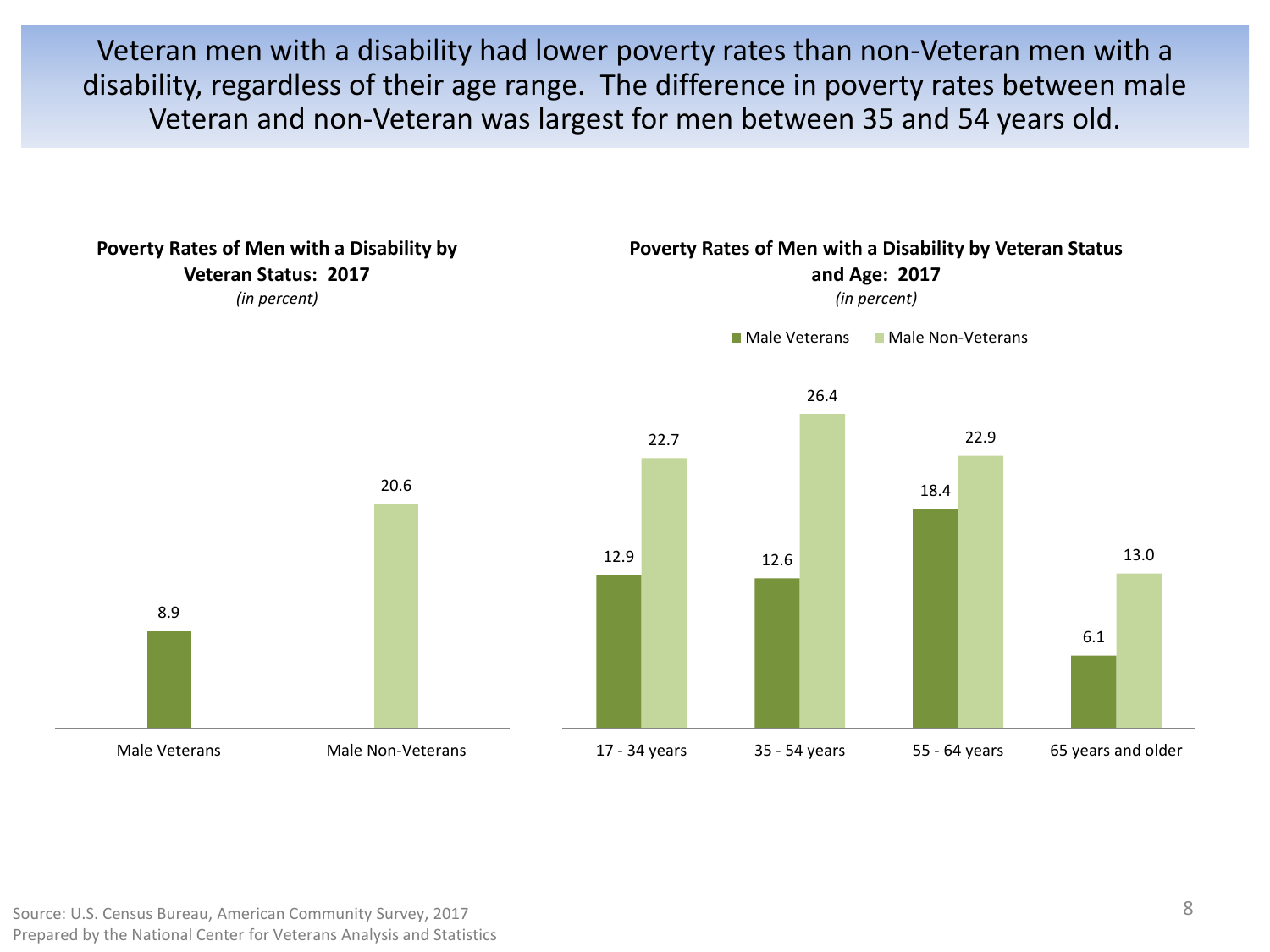# Veteran men with a disability had lower poverty rates than non-Veteran men with a disability, regardless of their age range. The difference in poverty rates between male Veteran and non-Veteran was largest for men between 35 and 54 years old.

**Poverty Rates of Men with a Disability by Veteran Status: 2017**
*(in percent)*

| | Percent |
|---|---|
| Male Veterans | 8.9 |
| Male Non-Veterans | 20.6 |

**Poverty Rates of Men with a Disability by Veteran Status and Age: 2017**
*(in percent)*

| Age | Male Veterans | Male Non-Veterans |
|---|---|---|
| 17 - 34 years | 12.9 | 22.7 |
| 35 - 54 years | 12.6 | 26.4 |
| 55 - 64 years | 18.4 | 22.9 |
| 65 years and older | 6.1 | 13.0 |

Source: U.S. Census Bureau, American Community Survey, 2017
Prepared by the National Center for Veterans Analysis and Statistics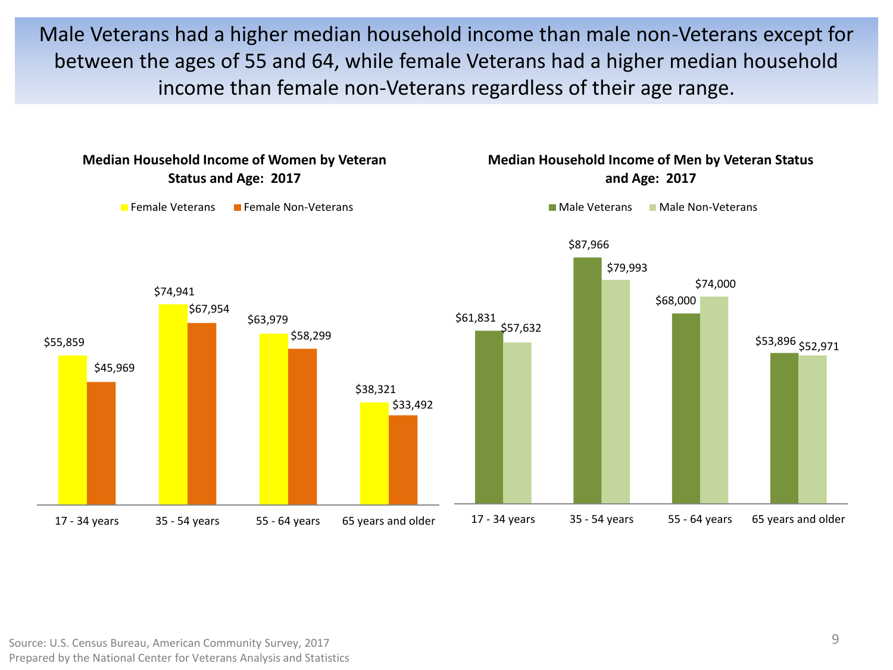# Male Veterans had a higher median household income than male non-Veterans except for between the ages of 55 and 64, while female Veterans had a higher median household income than female non-Veterans regardless of their age range.

**Median Household Income of Women by Veteran Status and Age: 2017**

| Age | Female Veterans | Female Non-Veterans |
|---|---|---|
| 17 - 34 years | $55,859 | $45,969 |
| 35 - 54 years | $74,941 | $67,954 |
| 55 - 64 years | $63,979 | $58,299 |
| 65 years and older | $38,321 | $33,492 |

**Median Household Income of Men by Veteran Status and Age: 2017**

| Age | Male Veterans | Male Non-Veterans |
|---|---|---|
| 17 - 34 years | $61,831 | $57,632 |
| 35 - 54 years | $87,966 | $79,993 |
| 55 - 64 years | $68,000 | $74,000 |
| 65 years and older | $53,896 | $52,971 |

Source: U.S. Census Bureau, American Community Survey, 2017
Prepared by the National Center for Veterans Analysis and Statistics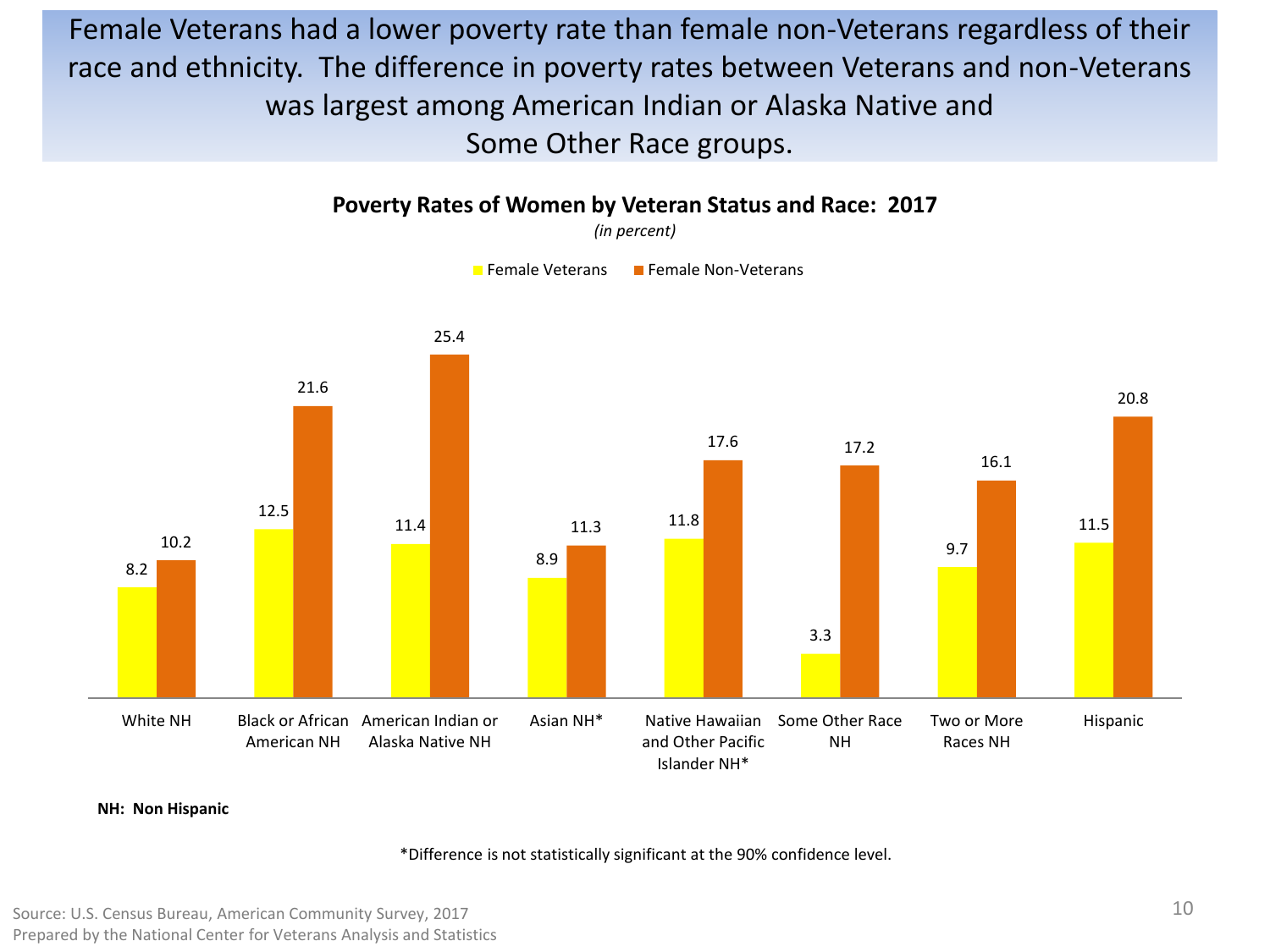Female Veterans had a lower poverty rate than female non-Veterans regardless of their race and ethnicity. The difference in poverty rates between Veterans and non-Veterans was largest among American Indian or Alaska Native and Some Other Race groups.

## Poverty Rates of Women by Veteran Status and Race: 2017

*(in percent)*

| Race/Ethnicity | Female Veterans | Female Non-Veterans |
|---|---|---|
| White NH | 8.2 | 10.2 |
| Black or African American NH | 12.5 | 21.6 |
| American Indian or Alaska Native NH | 11.4 | 25.4 |
| Asian NH* | 8.9 | 11.3 |
| Native Hawaiian and Other Pacific Islander NH* | 11.8 | 17.6 |
| Some Other Race NH | 3.3 | 17.2 |
| Two or More Races NH | 9.7 | 16.1 |
| Hispanic | 11.5 | 20.8 |

**NH: Non Hispanic**

*Difference is not statistically significant at the 90% confidence level.

Source: U.S. Census Bureau, American Community Survey, 2017
Prepared by the National Center for Veterans Analysis and Statistics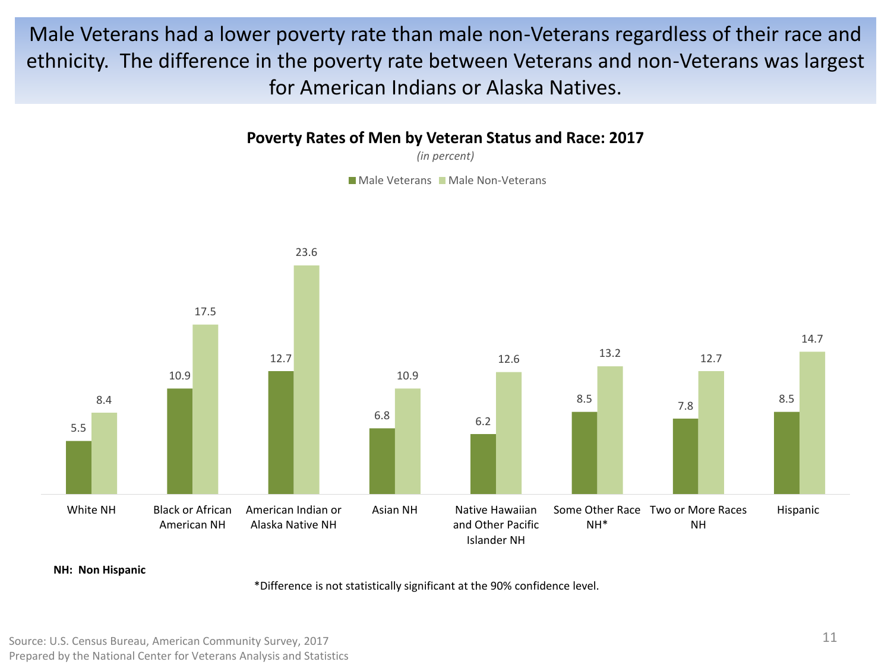# Male Veterans had a lower poverty rate than male non-Veterans regardless of their race and ethnicity. The difference in the poverty rate between Veterans and non-Veterans was largest for American Indians or Alaska Natives.

**Poverty Rates of Men by Veteran Status and Race: 2017**

*(in percent)*

| | Male Veterans | Male Non-Veterans |
|---|---|---|
| White NH | 5.5 | 8.4 |
| Black or African American NH | 10.9 | 17.5 |
| American Indian or Alaska Native NH | 12.7 | 23.6 |
| Asian NH | 6.8 | 10.9 |
| Native Hawaiian and Other Pacific Islander NH | 6.2 | 12.6 |
| Some Other Race NH* | 8.5 | 13.2 |
| Two or More Races NH | 7.8 | 12.7 |
| Hispanic | 8.5 | 14.7 |

**NH: Non Hispanic**

*Difference is not statistically significant at the 90% confidence level.

Source: U.S. Census Bureau, American Community Survey, 2017
Prepared by the National Center for Veterans Analysis and Statistics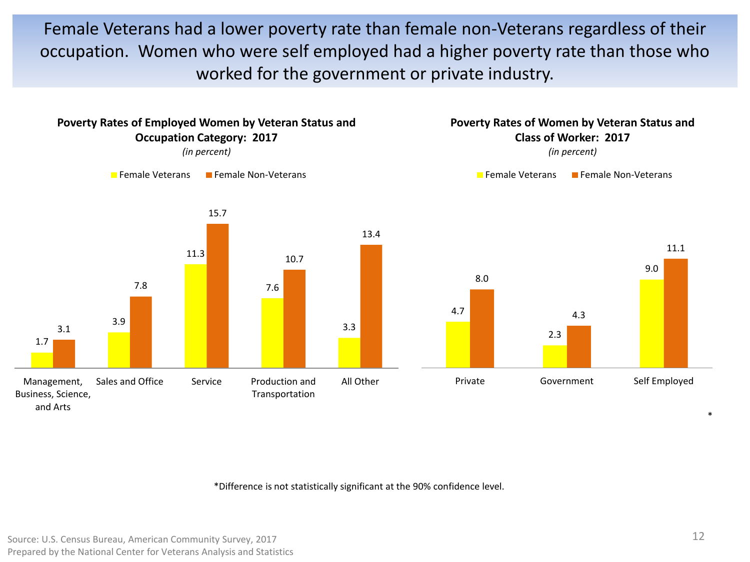# Female Veterans had a lower poverty rate than female non-Veterans regardless of their occupation. Women who were self employed had a higher poverty rate than those who worked for the government or private industry.

**Poverty Rates of Employed Women by Veteran Status and Occupation Category: 2017**

*(in percent)*

| Occupation Category | Female Veterans | Female Non-Veterans |
|---|---|---|
| Management, Business, Science, and Arts | 1.7 | 3.1 |
| Sales and Office | 3.9 | 7.8 |
| Service | 11.3 | 15.7 |
| Production and Transportation | 7.6 | 10.7 |
| All Other | 3.3 | 13.4 |

**Poverty Rates of Women by Veteran Status and Class of Worker: 2017**

*(in percent)*

| Class of Worker | Female Veterans | Female Non-Veterans |
|---|---|---|
| Private | 4.7 | 8.0 |
| Government | 2.3 | 4.3 |
| Self Employed* | 9.0 | 11.1 |

*Difference is not statistically significant at the 90% confidence level.

Source: U.S. Census Bureau, American Community Survey, 2017
Prepared by the National Center for Veterans Analysis and Statistics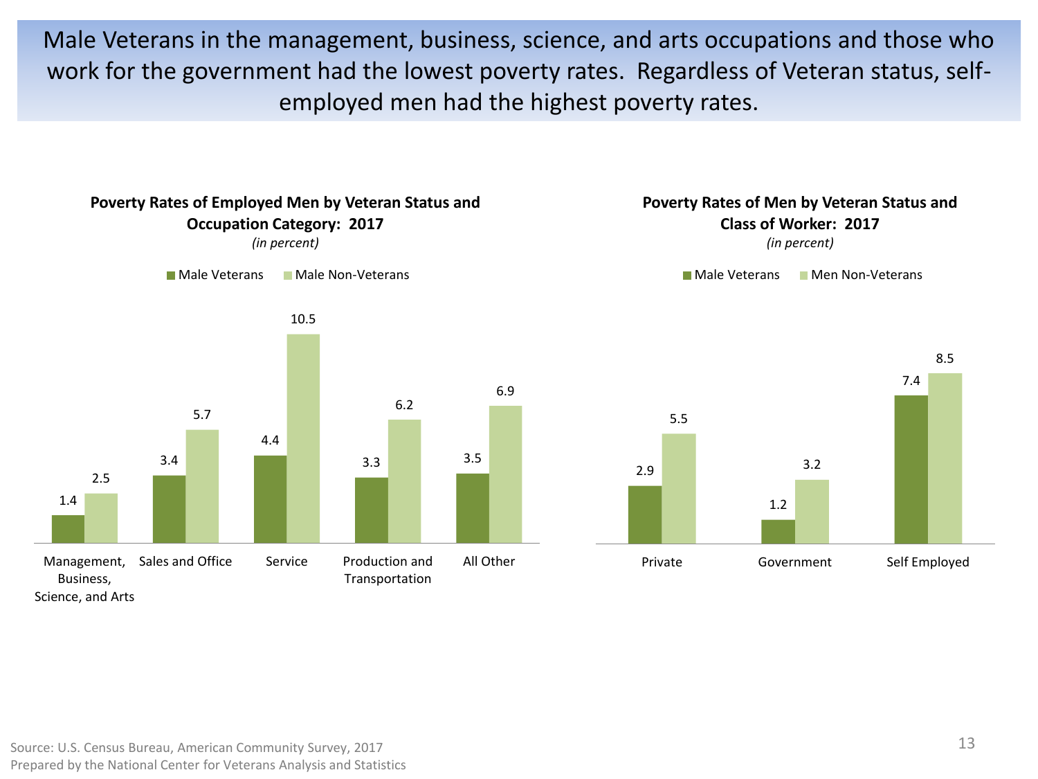# Male Veterans in the management, business, science, and arts occupations and those who work for the government had the lowest poverty rates. Regardless of Veteran status, self-employed men had the highest poverty rates.

**Poverty Rates of Employed Men by Veteran Status and Occupation Category: 2017**
*(in percent)*

| Occupation Category | Male Veterans | Male Non-Veterans |
|---|---|---|
| Management, Business, Science, and Arts | 1.4 | 2.5 |
| Sales and Office | 3.4 | 5.7 |
| Service | 4.4 | 10.5 |
| Production and Transportation | 3.3 | 6.2 |
| All Other | 3.5 | 6.9 |

**Poverty Rates of Men by Veteran Status and Class of Worker: 2017**
*(in percent)*

| Class of Worker | Male Veterans | Men Non-Veterans |
|---|---|---|
| Private | 2.9 | 5.5 |
| Government | 1.2 | 3.2 |
| Self Employed | 7.4 | 8.5 |

Source: U.S. Census Bureau, American Community Survey, 2017
Prepared by the National Center for Veterans Analysis and Statistics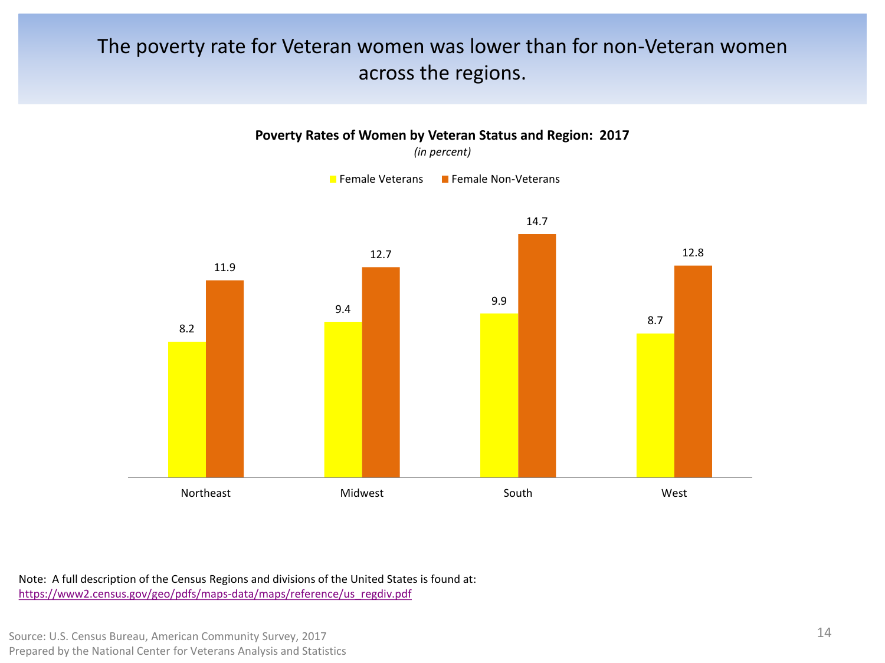# The poverty rate for Veteran women was lower than for non-Veteran women across the regions.

**Poverty Rates of Women by Veteran Status and Region: 2017**

*(in percent)*

| Region | Female Veterans | Female Non-Veterans |
|---|---|---|
| Northeast | 8.2 | 11.9 |
| Midwest | 9.4 | 12.7 |
| South | 9.9 | 14.7 |
| West | 8.7 | 12.8 |

Note: A full description of the Census Regions and divisions of the United States is found at: https://www2.census.gov/geo/pdfs/maps-data/maps/reference/us_regdiv.pdf

Source: U.S. Census Bureau, American Community Survey, 2017

Prepared by the National Center for Veterans Analysis and Statistics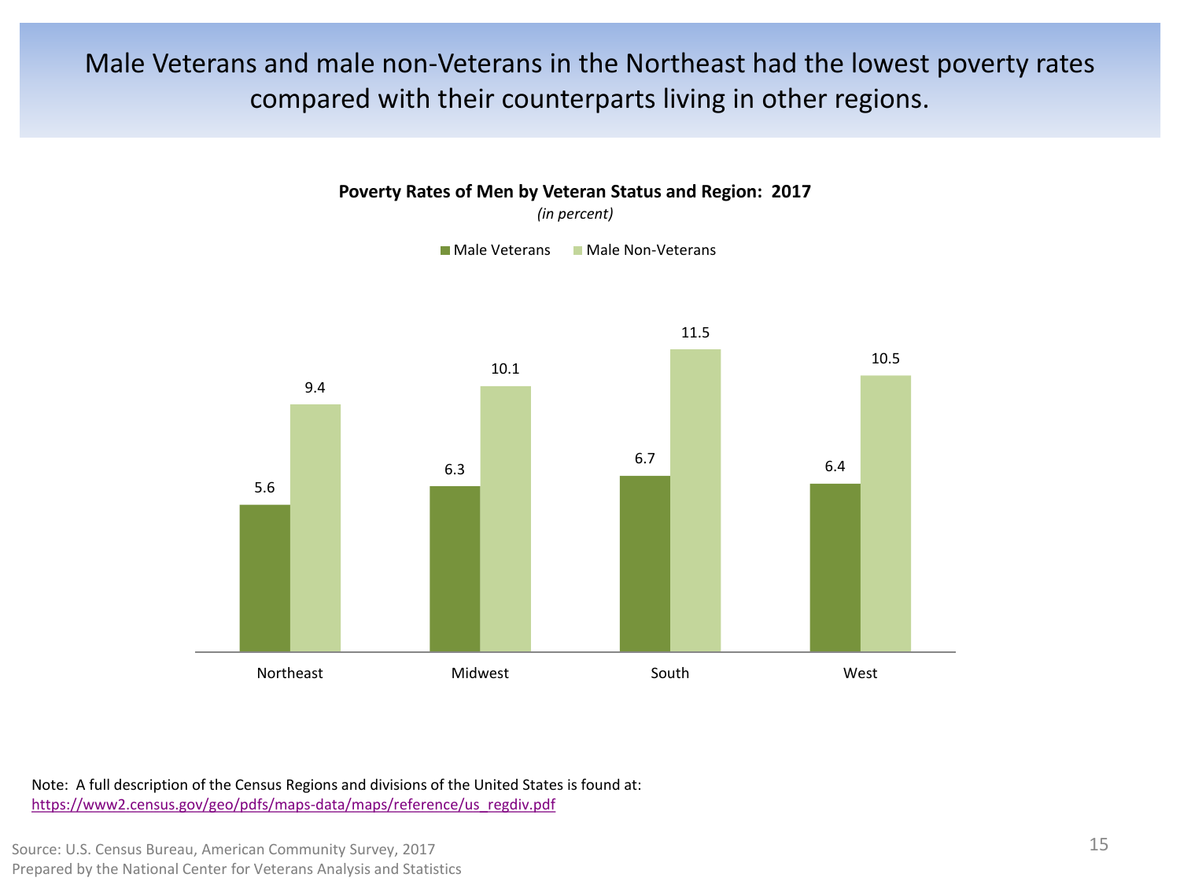# Male Veterans and male non-Veterans in the Northeast had the lowest poverty rates compared with their counterparts living in other regions.

**Poverty Rates of Men by Veteran Status and Region: 2017**

*(in percent)*

| Region | Male Veterans | Male Non-Veterans |
|---|---|---|
| Northeast | 5.6 | 9.4 |
| Midwest | 6.3 | 10.1 |
| South | 6.7 | 11.5 |
| West | 6.4 | 10.5 |

Note: A full description of the Census Regions and divisions of the United States is found at: https://www2.census.gov/geo/pdfs/maps-data/maps/reference/us_regdiv.pdf

Source: U.S. Census Bureau, American Community Survey, 2017
Prepared by the National Center for Veterans Analysis and Statistics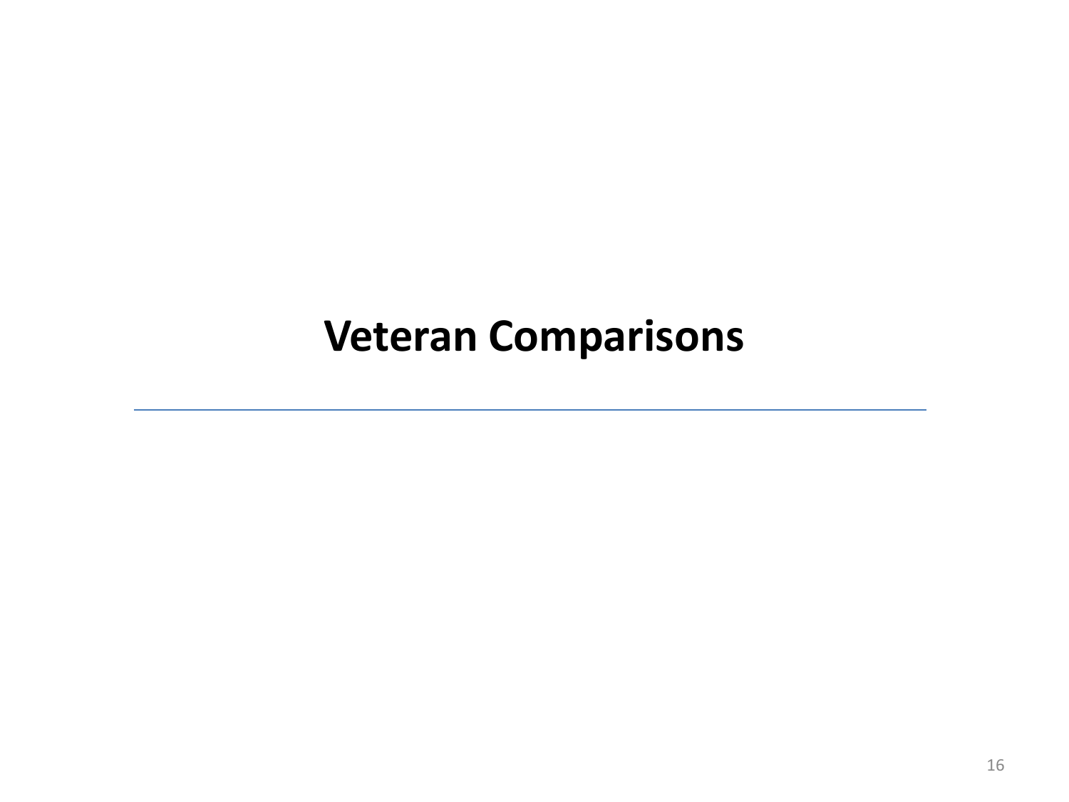# Veteran Comparisons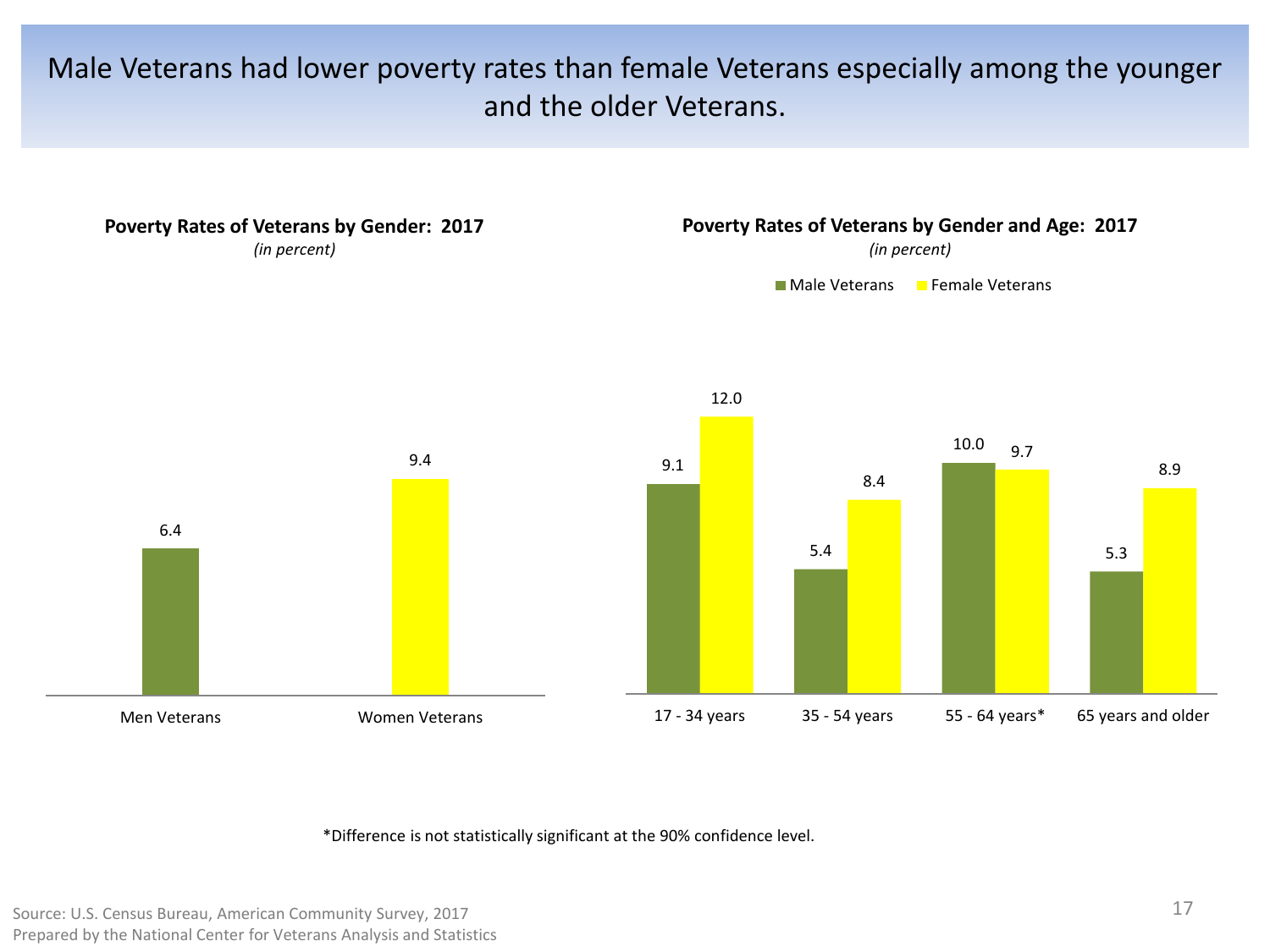# Male Veterans had lower poverty rates than female Veterans especially among the younger and the older Veterans.

**Poverty Rates of Veterans by Gender: 2017**
*(in percent)*

| | Percent |
|---|---|
| Men Veterans | 6.4 |
| Women Veterans | 9.4 |

**Poverty Rates of Veterans by Gender and Age: 2017**
*(in percent)*

| Age | Male Veterans | Female Veterans |
|---|---|---|
| 17 - 34 years | 9.1 | 12.0 |
| 35 - 54 years | 5.4 | 8.4 |
| 55 - 64 years* | 10.0 | 9.7 |
| 65 years and older | 5.3 | 8.9 |

*Difference is not statistically significant at the 90% confidence level.

Source: U.S. Census Bureau, American Community Survey, 2017
Prepared by the National Center for Veterans Analysis and Statistics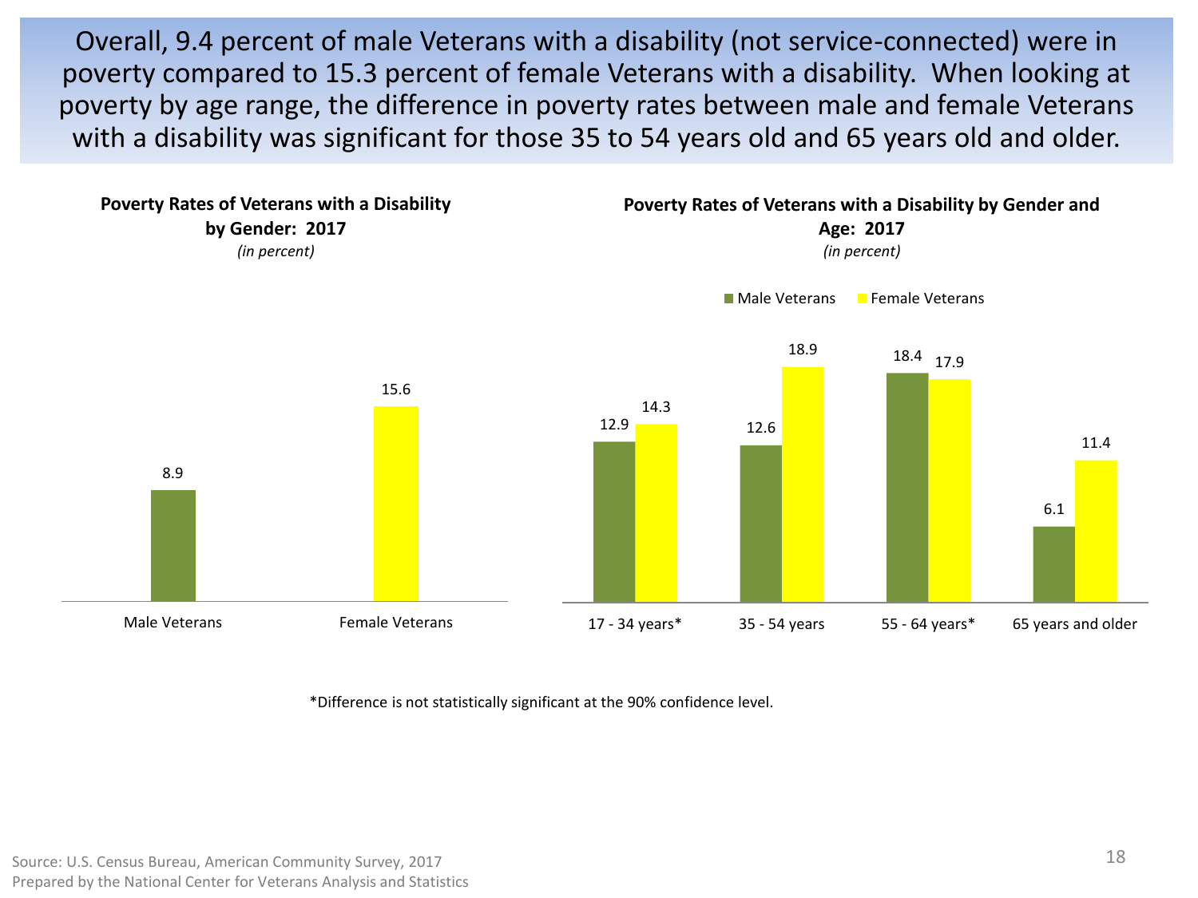Overall, 9.4 percent of male Veterans with a disability (not service-connected) were in poverty compared to 15.3 percent of female Veterans with a disability. When looking at poverty by age range, the difference in poverty rates between male and female Veterans with a disability was significant for those 35 to 54 years old and 65 years old and older.

**Poverty Rates of Veterans with a Disability by Gender: 2017**
*(in percent)*

| | Percent |
|---|---|
| Male Veterans | 8.9 |
| Female Veterans | 15.6 |

**Poverty Rates of Veterans with a Disability by Gender and Age: 2017**
*(in percent)*

| Age | Male Veterans | Female Veterans |
|---|---|---|
| 17 - 34 years* | 12.9 | 14.3 |
| 35 - 54 years | 12.6 | 18.9 |
| 55 - 64 years* | 18.4 | 17.9 |
| 65 years and older | 6.1 | 11.4 |

*Difference is not statistically significant at the 90% confidence level.

Source: U.S. Census Bureau, American Community Survey, 2017
Prepared by the National Center for Veterans Analysis and Statistics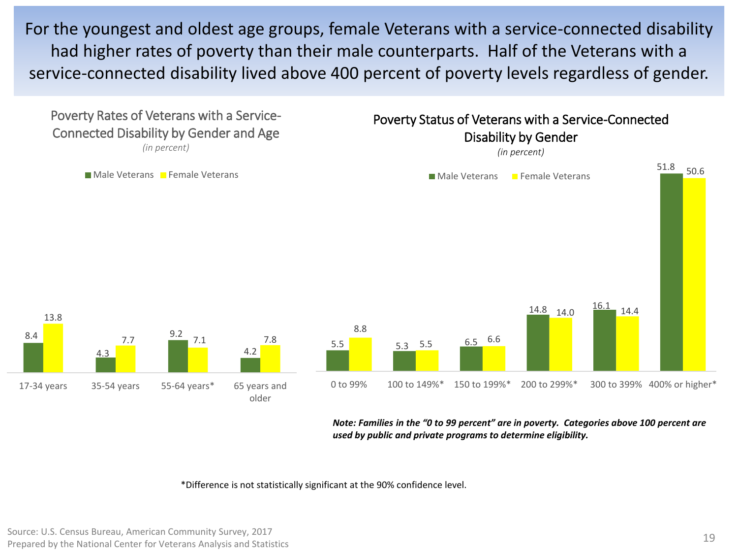# For the youngest and oldest age groups, female Veterans with a service-connected disability had higher rates of poverty than their male counterparts. Half of the Veterans with a service-connected disability lived above 400 percent of poverty levels regardless of gender.

## Poverty Rates of Veterans with a Service-Connected Disability by Gender and Age

*(in percent)*

| Age | Male Veterans | Female Veterans |
|---|---|---|
| 17-34 years | 8.4 | 13.8 |
| 35-54 years | 4.3 | 7.7 |
| 55-64 years* | 9.2 | 7.1 |
| 65 years and older | 4.2 | 7.8 |

## Poverty Status of Veterans with a Service-Connected Disability by Gender

*(in percent)*

| Poverty Status | Male Veterans | Female Veterans |
|---|---|---|
| 0 to 99% | 5.5 | 8.8 |
| 100 to 149%* | 5.3 | 5.5 |
| 150 to 199%* | 6.5 | 6.6 |
| 200 to 299%* | 14.8 | 14.0 |
| 300 to 399% | 16.1 | 14.4 |
| 400% or higher* | 51.8 | 50.6 |

***Note: Families in the "0 to 99 percent" are in poverty. Categories above 100 percent are used by public and private programs to determine eligibility.***

*Difference is not statistically significant at the 90% confidence level.

Source: U.S. Census Bureau, American Community Survey, 2017
Prepared by the National Center for Veterans Analysis and Statistics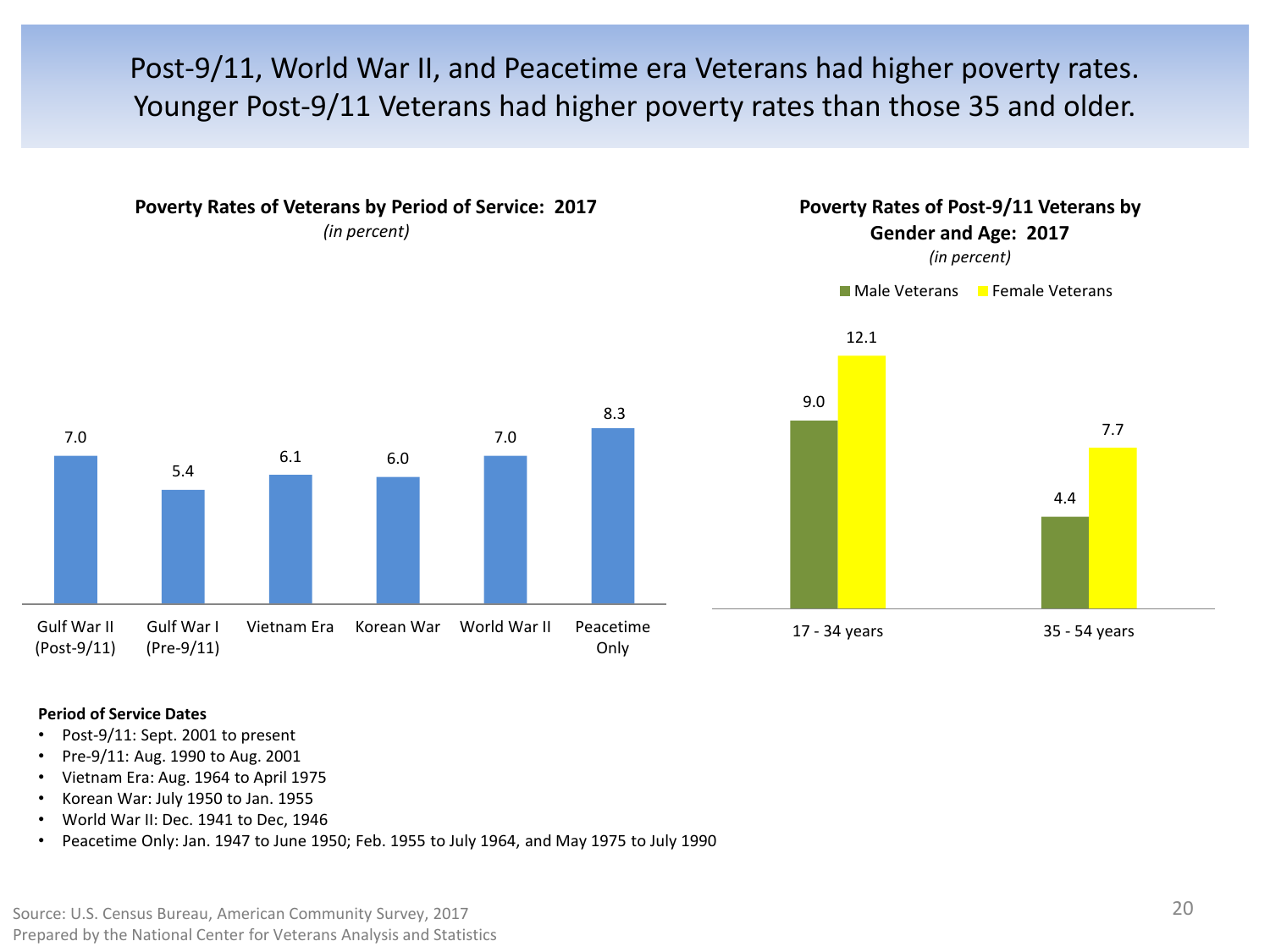# Post-9/11, World War II, and Peacetime era Veterans had higher poverty rates. Younger Post-9/11 Veterans had higher poverty rates than those 35 and older.

**Poverty Rates of Veterans by Period of Service: 2017**

*(in percent)*

| Period of Service | Poverty Rate |
|---|---|
| Gulf War II (Post-9/11) | 7.0 |
| Gulf War I (Pre-9/11) | 5.4 |
| Vietnam Era | 6.1 |
| Korean War | 6.0 |
| World War II | 7.0 |
| Peacetime Only | 8.3 |

**Poverty Rates of Post-9/11 Veterans by Gender and Age: 2017**

*(in percent)*

| Age | Male Veterans | Female Veterans |
|---|---|---|
| 17 - 34 years | 9.0 | 12.1 |
| 35 - 54 years | 4.4 | 7.7 |

**Period of Service Dates**

- Post-9/11: Sept. 2001 to present
- Pre-9/11: Aug. 1990 to Aug. 2001
- Vietnam Era: Aug. 1964 to April 1975
- Korean War: July 1950 to Jan. 1955
- World War II: Dec. 1941 to Dec, 1946
- Peacetime Only: Jan. 1947 to June 1950; Feb. 1955 to July 1964, and May 1975 to July 1990

Source: U.S. Census Bureau, American Community Survey, 2017

Prepared by the National Center for Veterans Analysis and Statistics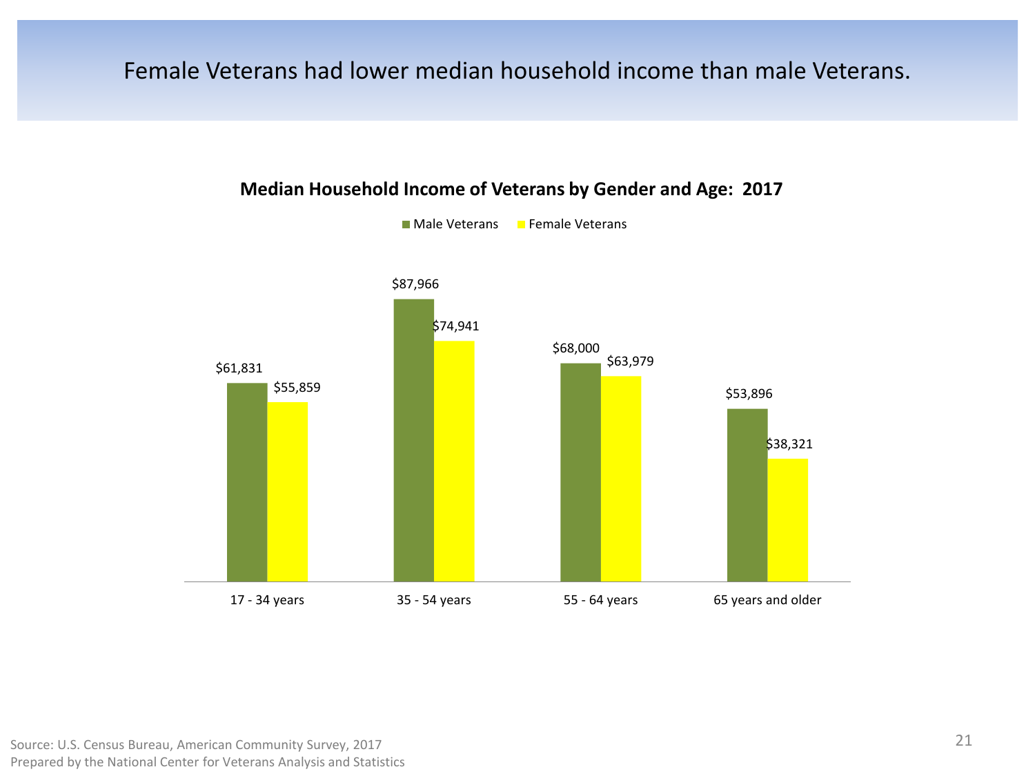# Female Veterans had lower median household income than male Veterans.

**Median Household Income of Veterans by Gender and Age: 2017**

| Age | Male Veterans | Female Veterans |
|---|---|---|
| 17 - 34 years | $61,831 | $55,859 |
| 35 - 54 years | $87,966 | $74,941 |
| 55 - 64 years | $68,000 | $63,979 |
| 65 years and older | $53,896 | $38,321 |

Source: U.S. Census Bureau, American Community Survey, 2017
Prepared by the National Center for Veterans Analysis and Statistics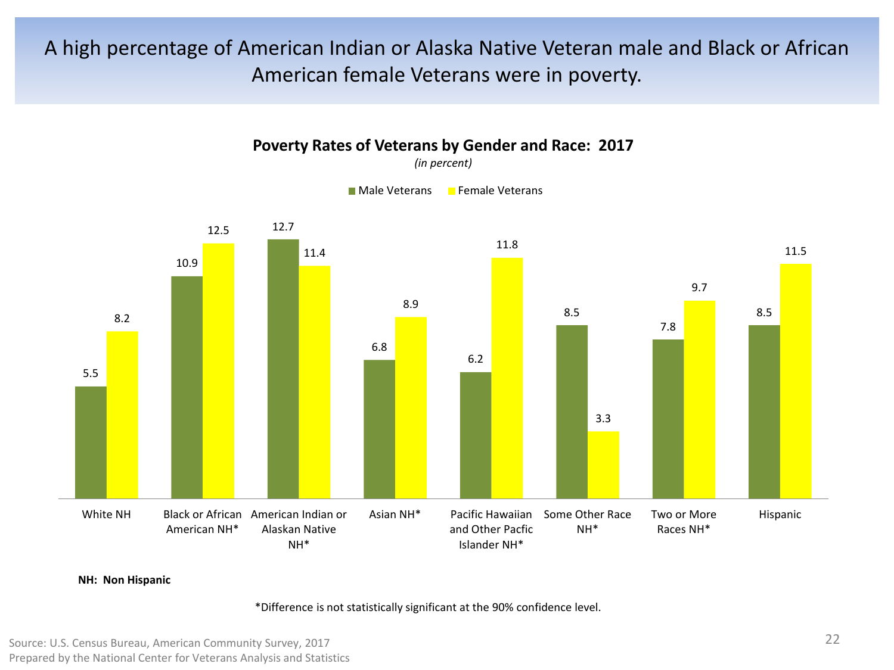# A high percentage of American Indian or Alaska Native Veteran male and Black or African American female Veterans were in poverty.

**Poverty Rates of Veterans by Gender and Race: 2017**

*(in percent)*

| | Male Veterans | Female Veterans |
|---|---|---|
| White NH | 5.5 | 8.2 |
| Black or African American NH* | 10.9 | 12.5 |
| American Indian or Alaskan Native NH* | 12.7 | 11.4 |
| Asian NH* | 6.8 | 8.9 |
| Pacific Hawaiian and Other Pacfic Islander NH* | 6.2 | 11.8 |
| Some Other Race NH* | 8.5 | 3.3 |
| Two or More Races NH* | 7.8 | 9.7 |
| Hispanic | 8.5 | 11.5 |

**NH: Non Hispanic**

*Difference is not statistically significant at the 90% confidence level.

Source: U.S. Census Bureau, American Community Survey, 2017
Prepared by the National Center for Veterans Analysis and Statistics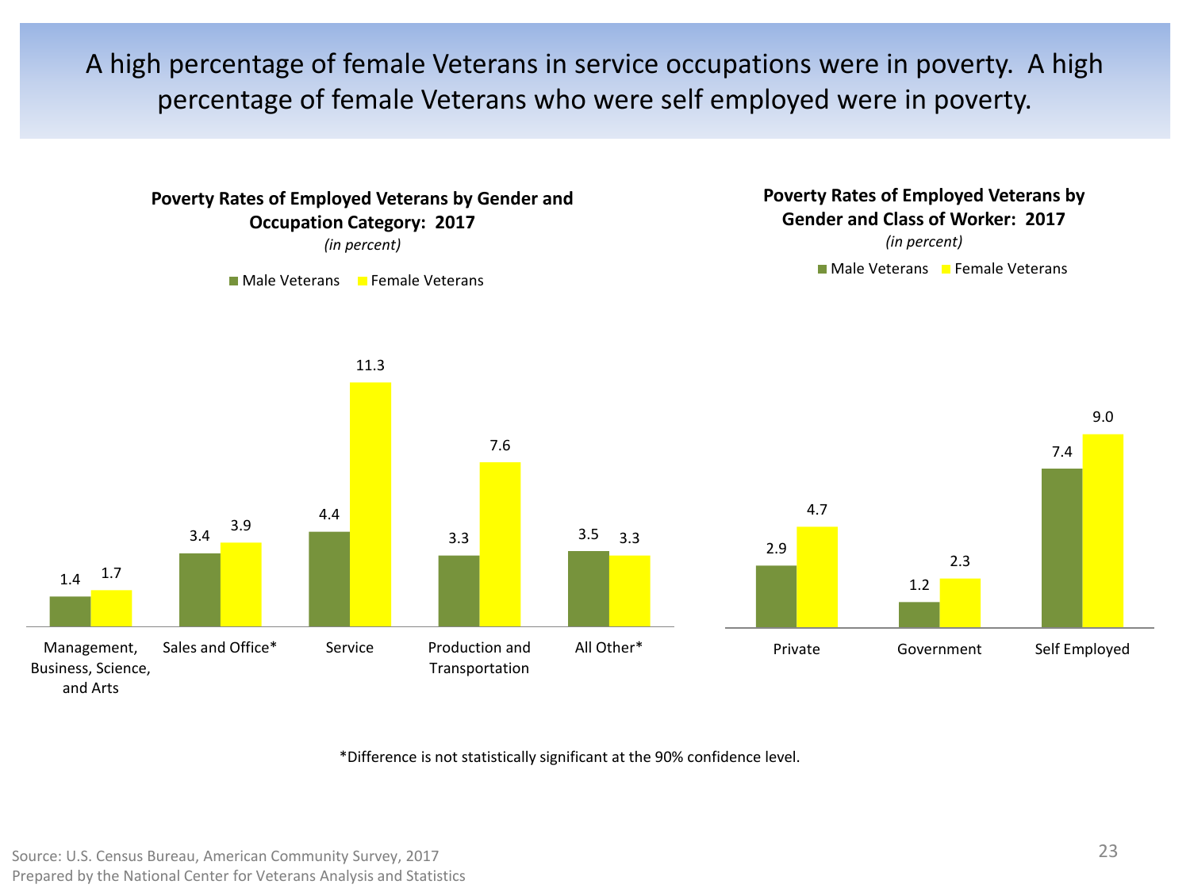# A high percentage of female Veterans in service occupations were in poverty. A high percentage of female Veterans who were self employed were in poverty.

**Poverty Rates of Employed Veterans by Gender and Occupation Category: 2017**

*(in percent)*

| Occupation Category | Male Veterans | Female Veterans |
|---|---|---|
| Management, Business, Science, and Arts | 1.4 | 1.7 |
| Sales and Office* | 3.4 | 3.9 |
| Service | 4.4 | 11.3 |
| Production and Transportation | 3.3 | 7.6 |
| All Other* | 3.5 | 3.3 |

**Poverty Rates of Employed Veterans by Gender and Class of Worker: 2017**

*(in percent)*

| Class of Worker | Male Veterans | Female Veterans |
|---|---|---|
| Private | 2.9 | 4.7 |
| Government | 1.2 | 2.3 |
| Self Employed | 7.4 | 9.0 |

*Difference is not statistically significant at the 90% confidence level.

Source: U.S. Census Bureau, American Community Survey, 2017

Prepared by the National Center for Veterans Analysis and Statistics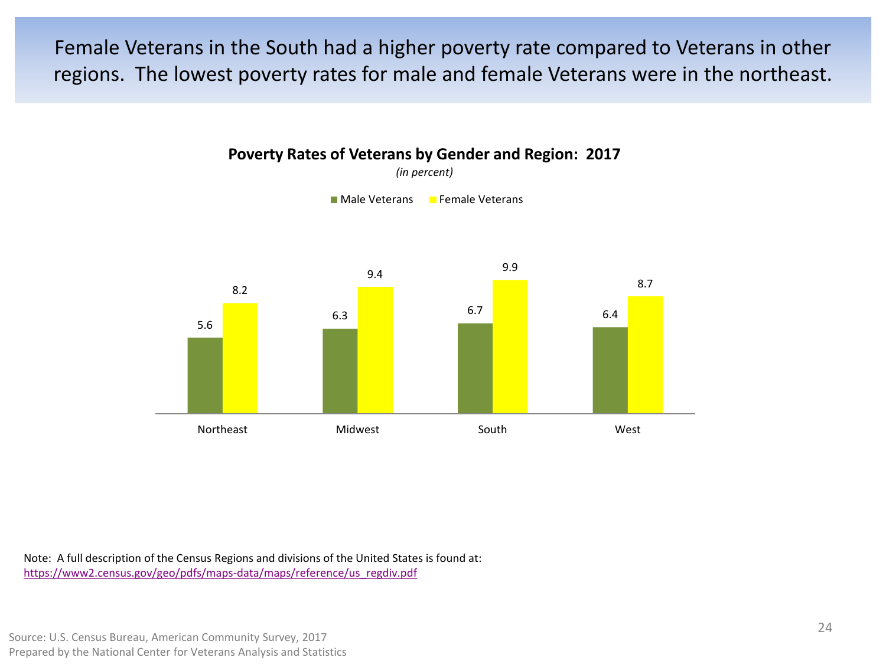# Female Veterans in the South had a higher poverty rate compared to Veterans in other regions. The lowest poverty rates for male and female Veterans were in the northeast.

**Poverty Rates of Veterans by Gender and Region: 2017**

*(in percent)*

| Region | Male Veterans | Female Veterans |
| --- | --- | --- |
| Northeast | 5.6 | 8.2 |
| Midwest | 6.3 | 9.4 |
| South | 6.7 | 9.9 |
| West | 6.4 | 8.7 |

Note: A full description of the Census Regions and divisions of the United States is found at: https://www2.census.gov/geo/pdfs/maps-data/maps/reference/us_regdiv.pdf

Source: U.S. Census Bureau, American Community Survey, 2017
Prepared by the National Center for Veterans Analysis and Statistics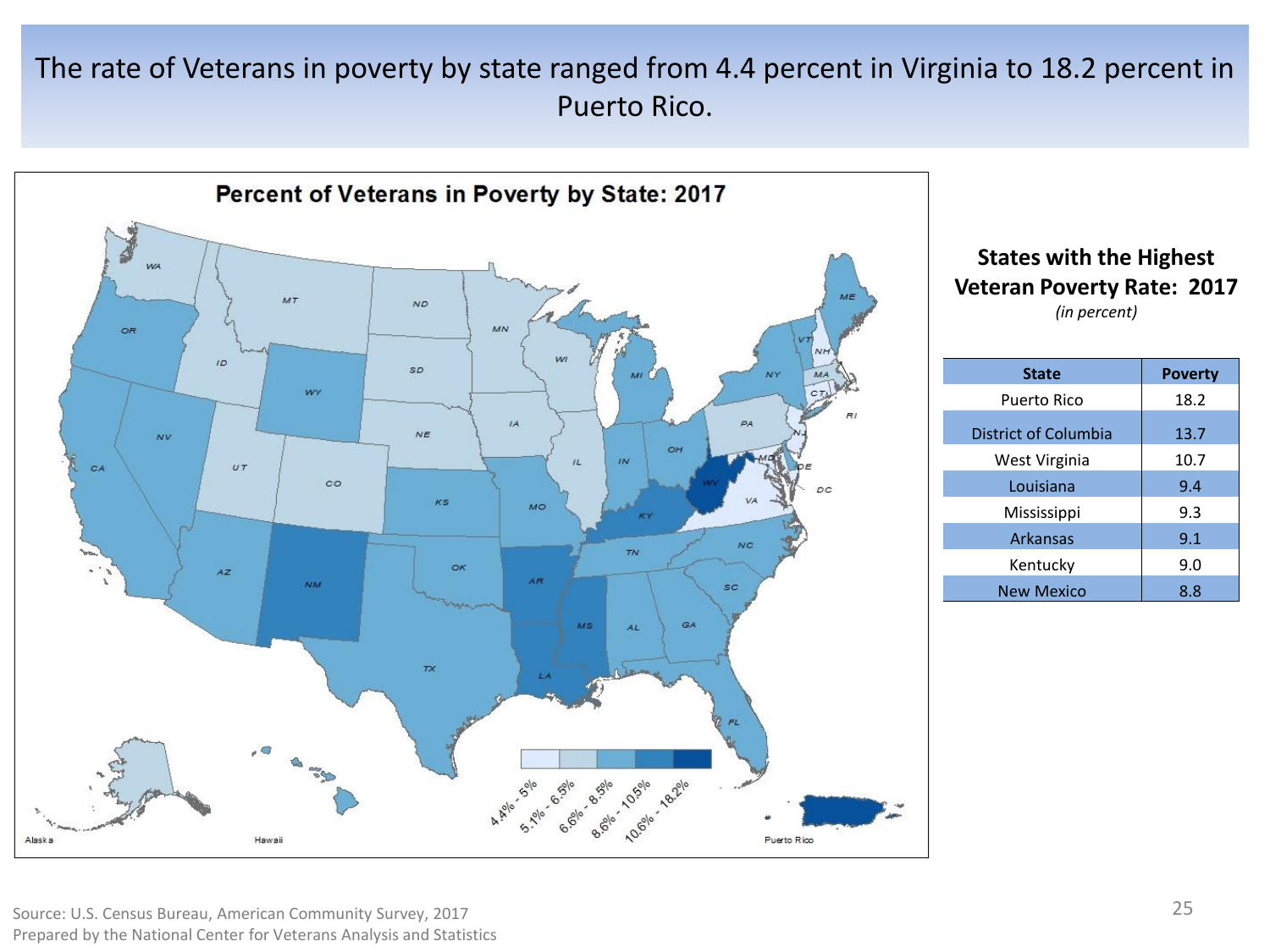# The rate of Veterans in poverty by state ranged from 4.4 percent in Virginia to 18.2 percent in Puerto Rico.

**Percent of Veterans in Poverty by State: 2017**

4.4% - 5% | 5.1% - 6.5% | 6.6% - 8.5% | 8.6% - 10.5% | 10.6% - 18.2%

**States with the Highest Veteran Poverty Rate: 2017**

*(in percent)*

| State | Poverty |
|---|---|
| Puerto Rico | 18.2 |
| District of Columbia | 13.7 |
| West Virginia | 10.7 |
| Louisiana | 9.4 |
| Mississippi | 9.3 |
| Arkansas | 9.1 |
| Kentucky | 9.0 |
| New Mexico | 8.8 |

Source: U.S. Census Bureau, American Community Survey, 2017
Prepared by the National Center for Veterans Analysis and Statistics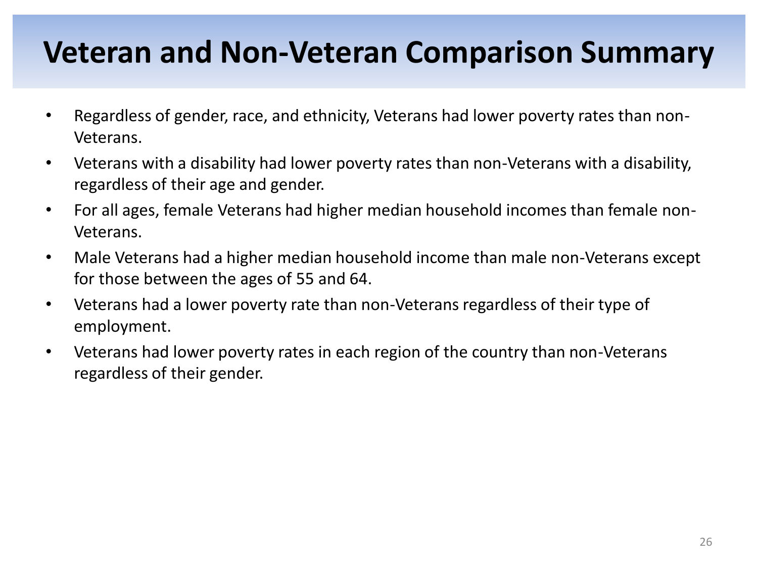# Veteran and Non-Veteran Comparison Summary

- Regardless of gender, race, and ethnicity, Veterans had lower poverty rates than non-Veterans.
- Veterans with a disability had lower poverty rates than non-Veterans with a disability, regardless of their age and gender.
- For all ages, female Veterans had higher median household incomes than female non-Veterans.
- Male Veterans had a higher median household income than male non-Veterans except for those between the ages of 55 and 64.
- Veterans had a lower poverty rate than non-Veterans regardless of their type of employment.
- Veterans had lower poverty rates in each region of the country than non-Veterans regardless of their gender.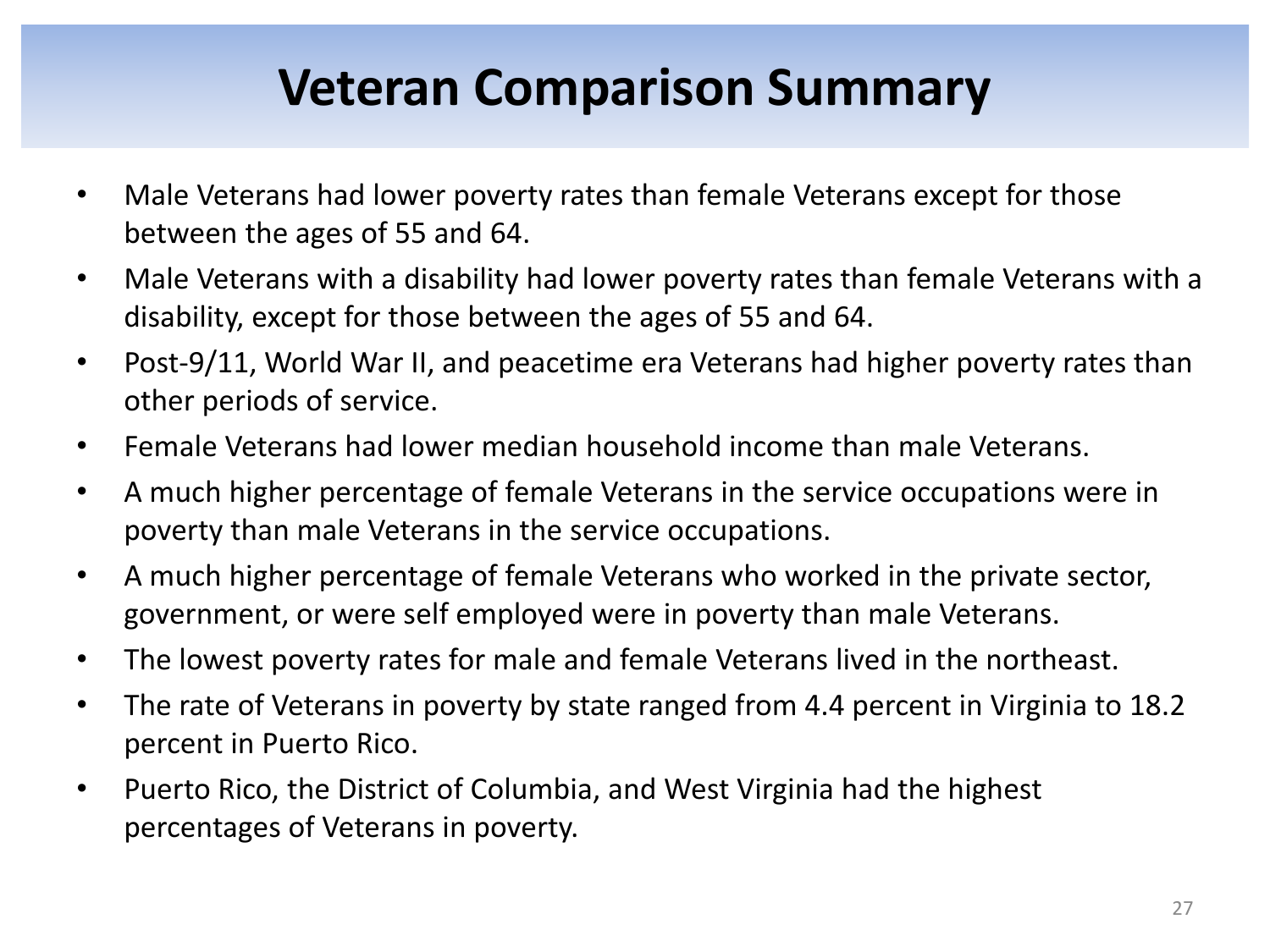# Veteran Comparison Summary

- Male Veterans had lower poverty rates than female Veterans except for those between the ages of 55 and 64.
- Male Veterans with a disability had lower poverty rates than female Veterans with a disability, except for those between the ages of 55 and 64.
- Post-9/11, World War II, and peacetime era Veterans had higher poverty rates than other periods of service.
- Female Veterans had lower median household income than male Veterans.
- A much higher percentage of female Veterans in the service occupations were in poverty than male Veterans in the service occupations.
- A much higher percentage of female Veterans who worked in the private sector, government, or were self employed were in poverty than male Veterans.
- The lowest poverty rates for male and female Veterans lived in the northeast.
- The rate of Veterans in poverty by state ranged from 4.4 percent in Virginia to 18.2 percent in Puerto Rico.
- Puerto Rico, the District of Columbia, and West Virginia had the highest percentages of Veterans in poverty.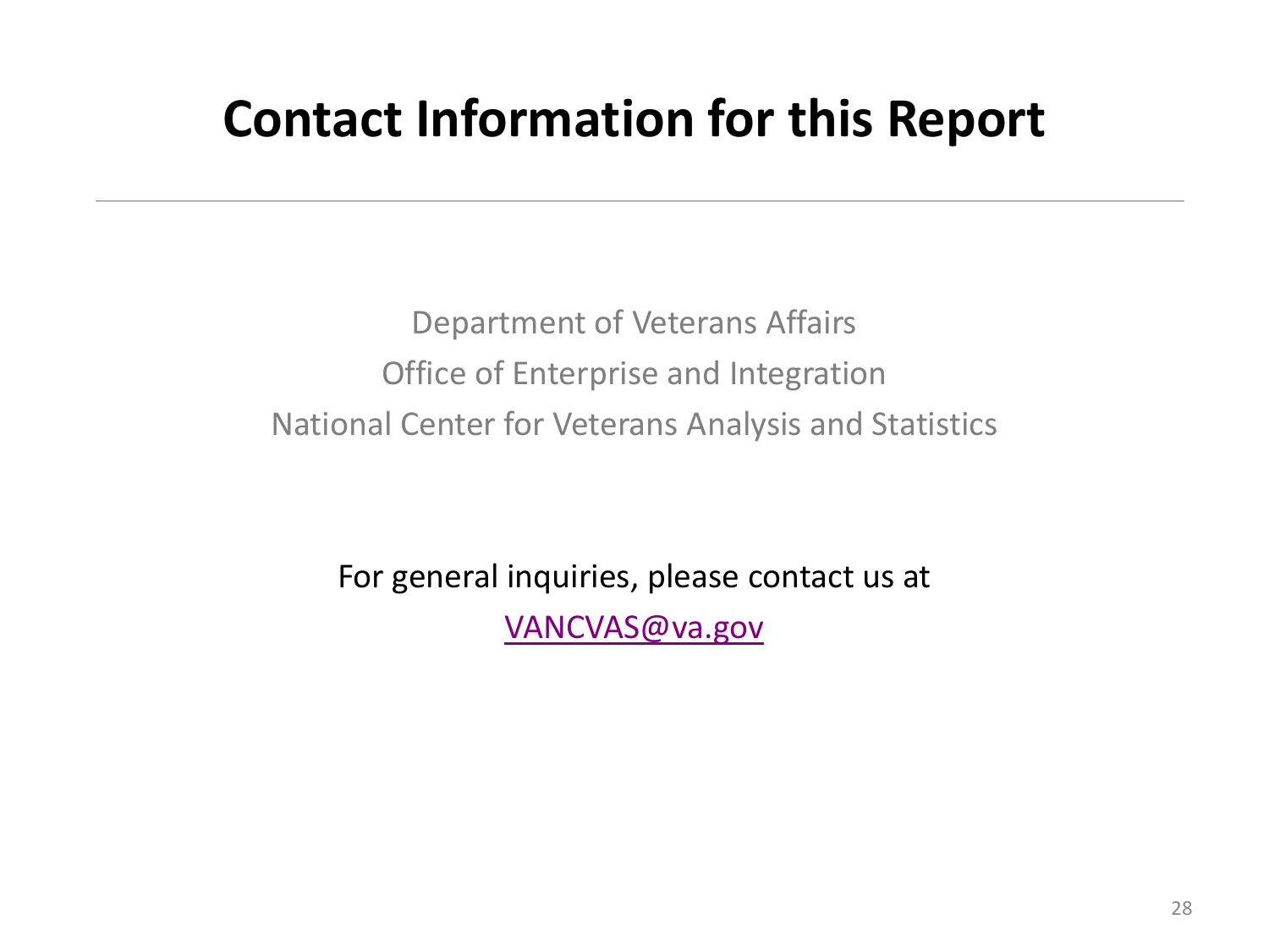# Contact Information for this Report

Department of Veterans Affairs
Office of Enterprise and Integration
National Center for Veterans Analysis and Statistics

For general inquiries, please contact us at
VANCVAS@va.gov